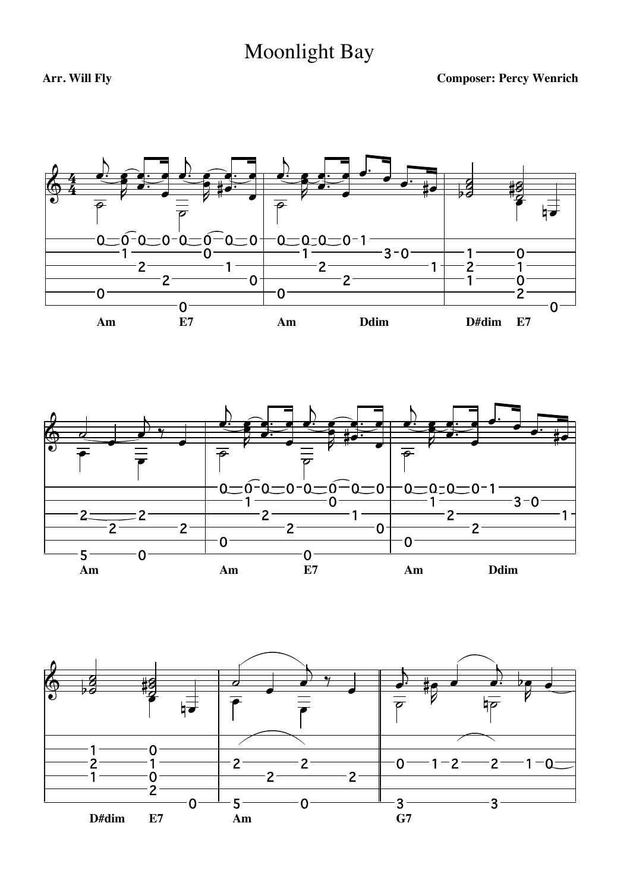# Moonlight Bay

**Arr. Will Fly**

**Composer: Percy Wenrich**

Am E7 Am Ddim D#dim E7

Am Am E7 Am Ddim

D#dim E7 Am G7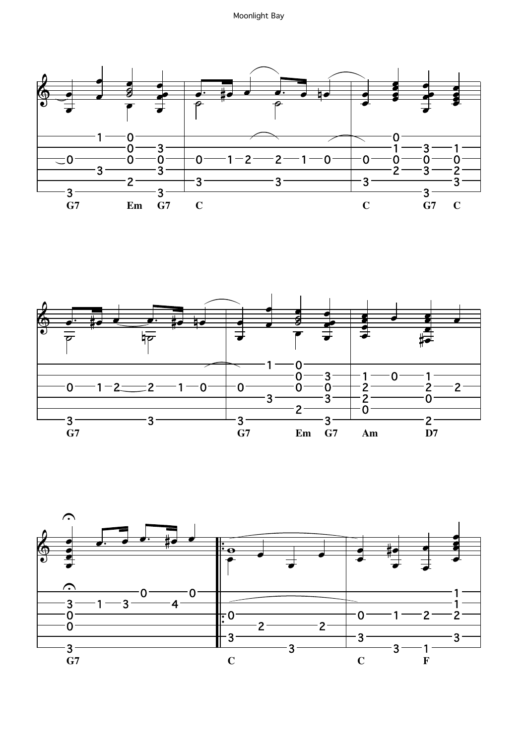G7 Em G7 C C G7 C

G7 G7 Em G7 Am D7

G7 C C F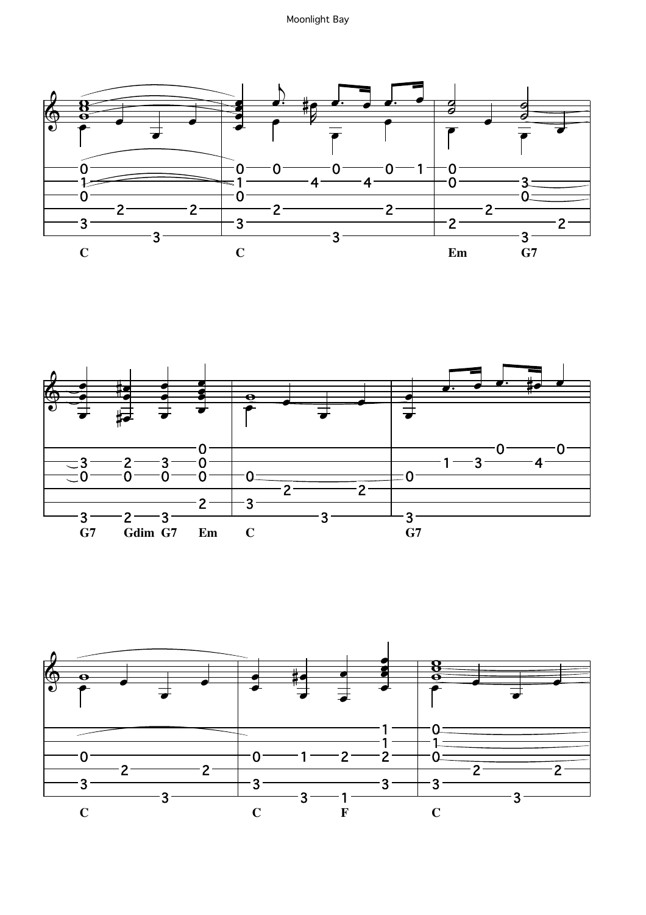C C Em G7

G7 Gdim G7 Em C G7

C C F C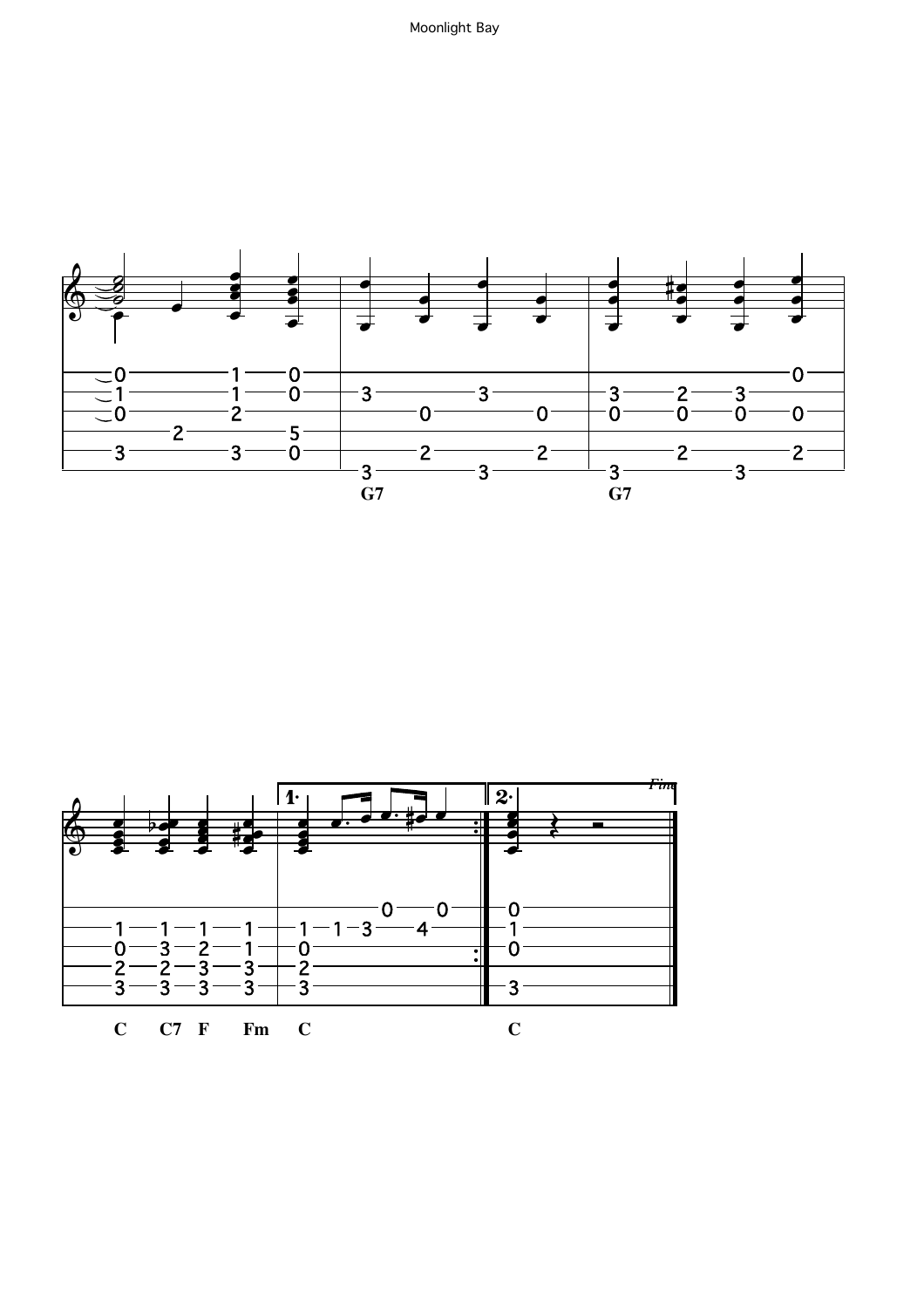G7 G7

C C7 F Fm C C

*Fine*